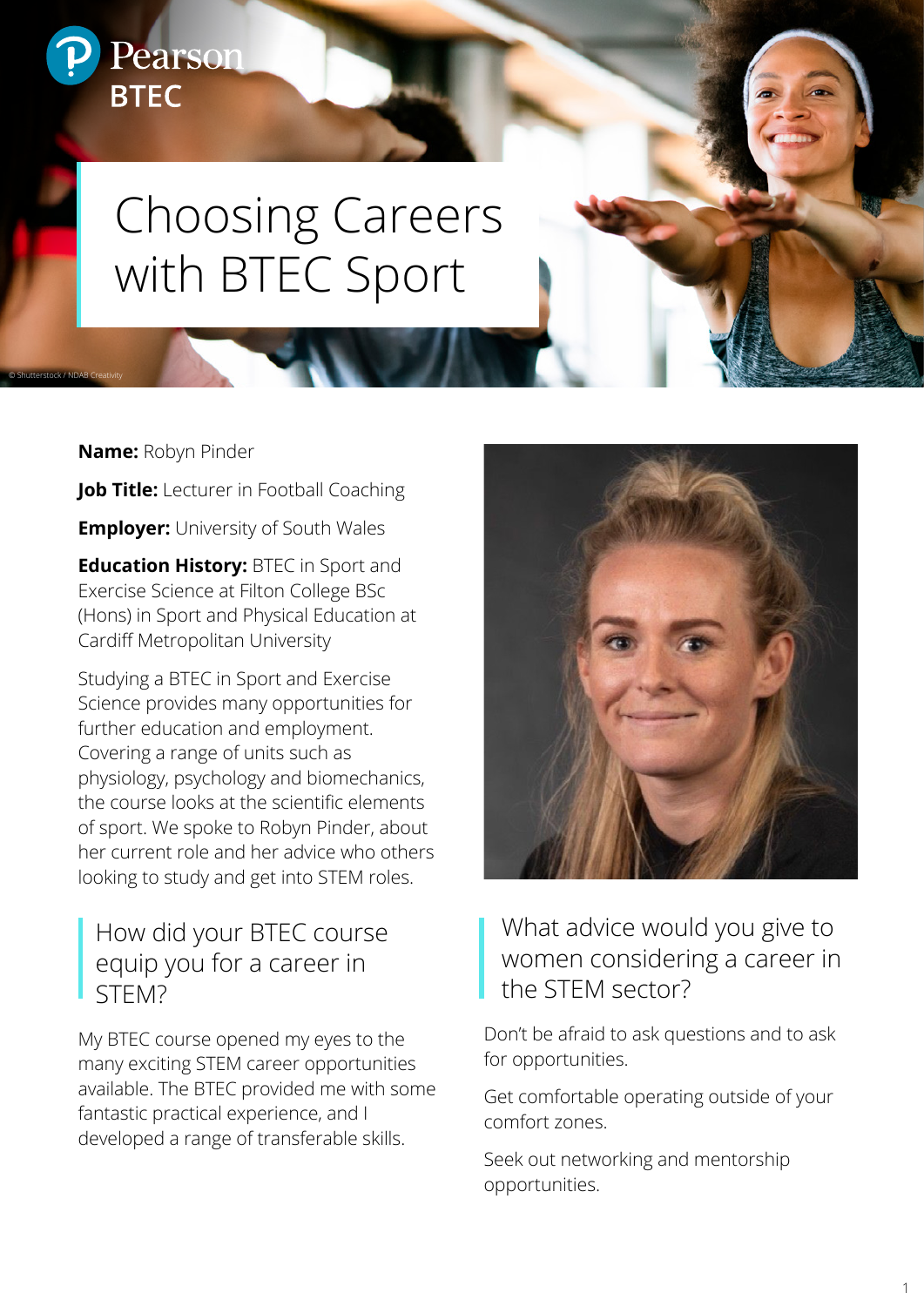Pearson BTEC

# Choosing Careers with BTEC Sport

© Shutterstock / NDAB Creativity

**Name:** Robyn Pinder

**Job Title:** Lecturer in Football Coaching

**Employer:** University of South Wales

**Education History:** BTEC in Sport and Exercise Science at Filton College BSc (Hons) in Sport and Physical Education at Cardiff Metropolitan University

Studying a BTEC in Sport and Exercise Science provides many opportunities for further education and employment. Covering a range of units such as physiology, psychology and biomechanics, the course looks at the scientific elements of sport. We spoke to Robyn Pinder, about her current role and her advice who others looking to study and get into STEM roles.

## How did your BTEC course equip you for a career in STEM?

My BTEC course opened my eyes to the many exciting STEM career opportunities available. The BTEC provided me with some fantastic practical experience, and I developed a range of transferable skills.

## What advice would you give to women considering a career in the STEM sector?

Don't be afraid to ask questions and to ask for opportunities.

Get comfortable operating outside of your comfort zones.

Seek out networking and mentorship opportunities.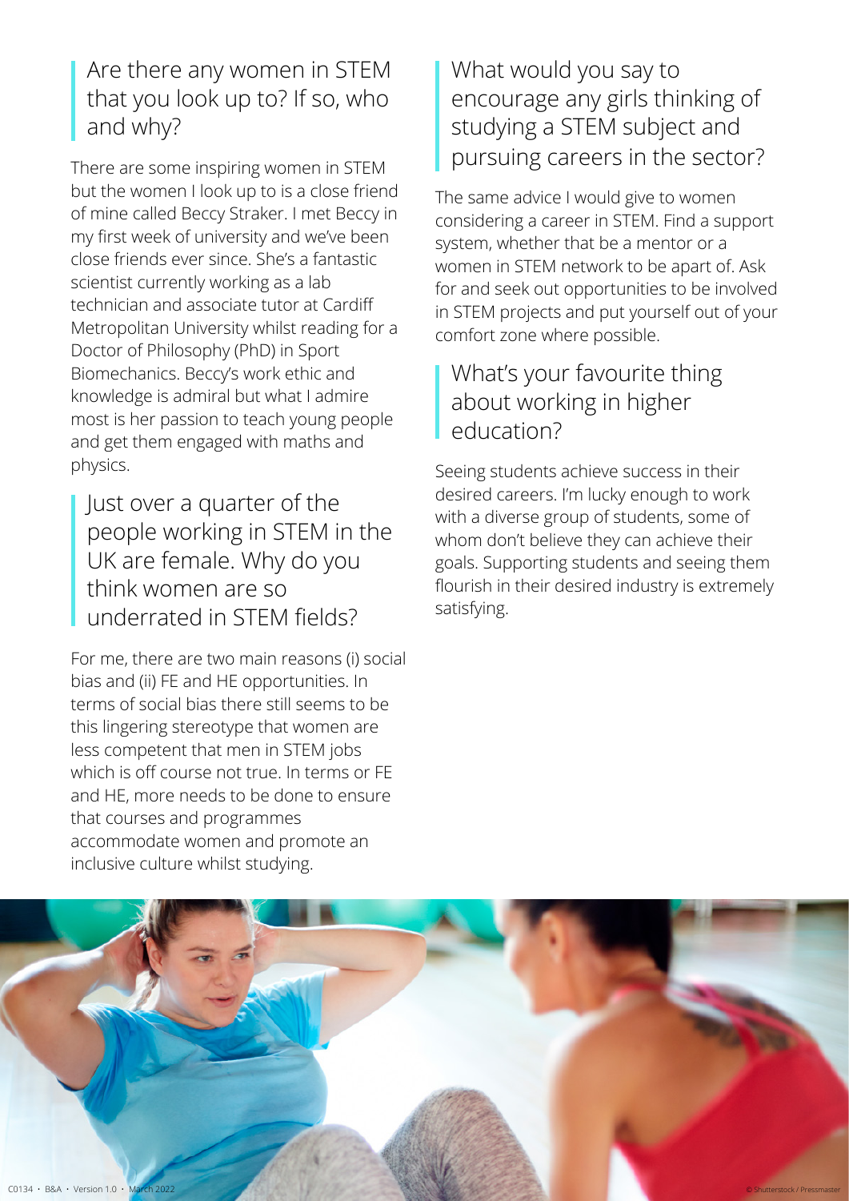## Are there any women in STEM that you look up to? If so, who and why?

There are some inspiring women in STEM but the women I look up to is a close friend of mine called Beccy Straker. I met Beccy in my first week of university and we've been close friends ever since. She's a fantastic scientist currently working as a lab technician and associate tutor at Cardiff Metropolitan University whilst reading for a Doctor of Philosophy (PhD) in Sport Biomechanics. Beccy's work ethic and knowledge is admiral but what I admire most is her passion to teach young people and get them engaged with maths and physics.

## Just over a quarter of the people working in STEM in the UK are female. Why do you think women are so underrated in STEM fields?

For me, there are two main reasons (i) social bias and (ii) FE and HE opportunities. In terms of social bias there still seems to be this lingering stereotype that women are less competent that men in STEM jobs which is off course not true. In terms or FE and HE, more needs to be done to ensure that courses and programmes accommodate women and promote an inclusive culture whilst studying.

## What would you say to encourage any girls thinking of studying a STEM subject and pursuing careers in the sector?

The same advice I would give to women considering a career in STEM. Find a support system, whether that be a mentor or a women in STEM network to be apart of. Ask for and seek out opportunities to be involved in STEM projects and put yourself out of your comfort zone where possible.

## What's your favourite thing about working in higher education?

Seeing students achieve success in their desired careers. I'm lucky enough to work with a diverse group of students, some of whom don't believe they can achieve their goals. Supporting students and seeing them flourish in their desired industry is extremely satisfying.

© Shutterstock / Pressmaster